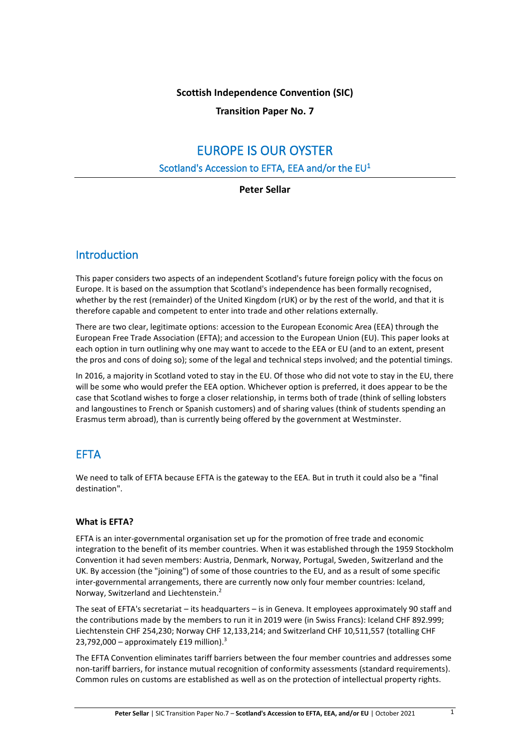**Scottish Independence Convention (SIC)**

**Transition Paper No. 7**

# EUROPE IS OUR OYSTER

## Scotland's Accession to EFTA, EEA and/or the EU[1]

**Peter Sellar**

## Introduction

This paper considers two aspects of an independent Scotland's future foreign policy with the focus on Europe. It is based on the assumption that Scotland's independence has been formally recognised, whether by the rest (remainder) of the United Kingdom (rUK) or by the rest of the world, and that it is therefore capable and competent to enter into trade and other relations externally.

There are two clear, legitimate options: accession to the European Economic Area (EEA) through the European Free Trade Association (EFTA); and accession to the European Union (EU). This paper looks at each option in turn outlining why one may want to accede to the EEA or EU (and to an extent, present the pros and cons of doing so); some of the legal and technical steps involved; and the potential timings.

In 2016, a majority in Scotland voted to stay in the EU. Of those who did not vote to stay in the EU, there will be some who would prefer the EEA option. Whichever option is preferred, it does appear to be the case that Scotland wishes to forge a closer relationship, in terms both of trade (think of selling lobsters and langoustines to French or Spanish customers) and of sharing values (think of students spending an Erasmus term abroad), than is currently being offered by the government at Westminster.

## EFTA

We need to talk of EFTA because EFTA is the gateway to the EEA. But in truth it could also be a "final destination".

### What is EFTA?

EFTA is an inter-governmental organisation set up for the promotion of free trade and economic integration to the benefit of its member countries. When it was established through the 1959 Stockholm Convention it had seven members: Austria, Denmark, Norway, Portugal, Sweden, Switzerland and the UK. By accession (the "joining") of some of those countries to the EU, and as a result of some specific inter-governmental arrangements, there are currently now only four member countries: Iceland, Norway, Switzerland and Liechtenstein.[2]

The seat of EFTA's secretariat – its headquarters – is in Geneva. It employees approximately 90 staff and the contributions made by the members to run it in 2019 were (in Swiss Francs): Iceland CHF 892.999; Liechtenstein CHF 254,230; Norway CHF 12,133,214; and Switzerland CHF 10,511,557 (totalling CHF 23,792,000 – approximately £19 million).[3]

The EFTA Convention eliminates tariff barriers between the four member countries and addresses some non-tariff barriers, for instance mutual recognition of conformity assessments (standard requirements). Common rules on customs are established as well as on the protection of intellectual property rights.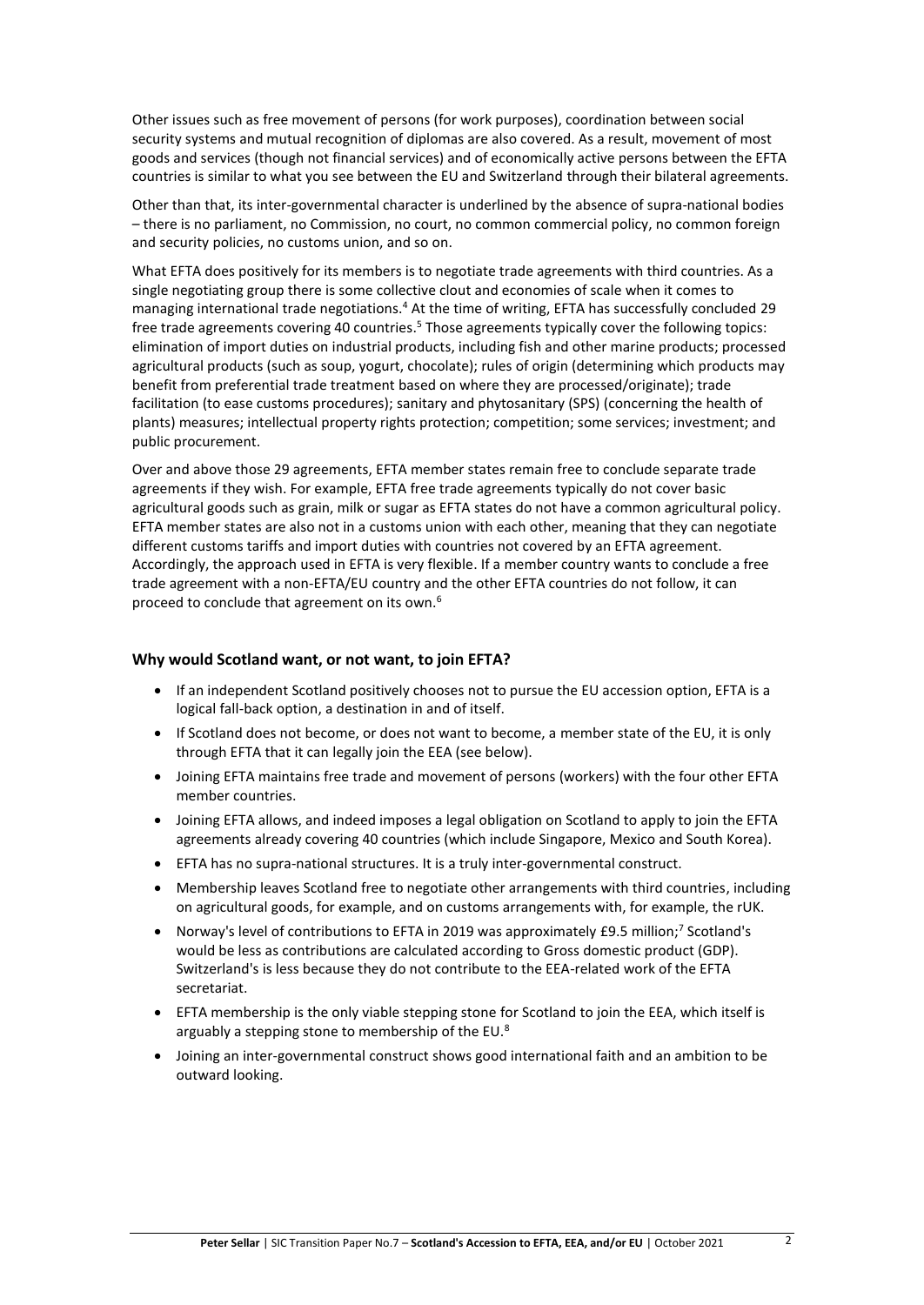Other issues such as free movement of persons (for work purposes), coordination between social security systems and mutual recognition of diplomas are also covered. As a result, movement of most goods and services (though not financial services) and of economically active persons between the EFTA countries is similar to what you see between the EU and Switzerland through their bilateral agreements.

Other than that, its inter-governmental character is underlined by the absence of supra-national bodies – there is no parliament, no Commission, no court, no common commercial policy, no common foreign and security policies, no customs union, and so on.

What EFTA does positively for its members is to negotiate trade agreements with third countries. As a single negotiating group there is some collective clout and economies of scale when it comes to managing international trade negotiations.[4] At the time of writing, EFTA has successfully concluded 29 free trade agreements covering 40 countries.[5] Those agreements typically cover the following topics: elimination of import duties on industrial products, including fish and other marine products; processed agricultural products (such as soup, yogurt, chocolate); rules of origin (determining which products may benefit from preferential trade treatment based on where they are processed/originate); trade facilitation (to ease customs procedures); sanitary and phytosanitary (SPS) (concerning the health of plants) measures; intellectual property rights protection; competition; some services; investment; and public procurement.

Over and above those 29 agreements, EFTA member states remain free to conclude separate trade agreements if they wish. For example, EFTA free trade agreements typically do not cover basic agricultural goods such as grain, milk or sugar as EFTA states do not have a common agricultural policy. EFTA member states are also not in a customs union with each other, meaning that they can negotiate different customs tariffs and import duties with countries not covered by an EFTA agreement. Accordingly, the approach used in EFTA is very flexible. If a member country wants to conclude a free trade agreement with a non-EFTA/EU country and the other EFTA countries do not follow, it can proceed to conclude that agreement on its own.[6]

### Why would Scotland want, or not want, to join EFTA?

- If an independent Scotland positively chooses not to pursue the EU accession option, EFTA is a logical fall-back option, a destination in and of itself.
- If Scotland does not become, or does not want to become, a member state of the EU, it is only through EFTA that it can legally join the EEA (see below).
- Joining EFTA maintains free trade and movement of persons (workers) with the four other EFTA member countries.
- Joining EFTA allows, and indeed imposes a legal obligation on Scotland to apply to join the EFTA agreements already covering 40 countries (which include Singapore, Mexico and South Korea).
- EFTA has no supra-national structures. It is a truly inter-governmental construct.
- Membership leaves Scotland free to negotiate other arrangements with third countries, including on agricultural goods, for example, and on customs arrangements with, for example, the rUK.
- Norway's level of contributions to EFTA in 2019 was approximately £9.5 million;[7] Scotland's would be less as contributions are calculated according to Gross domestic product (GDP). Switzerland's is less because they do not contribute to the EEA-related work of the EFTA secretariat.
- EFTA membership is the only viable stepping stone for Scotland to join the EEA, which itself is arguably a stepping stone to membership of the EU.[8]
- Joining an inter-governmental construct shows good international faith and an ambition to be outward looking.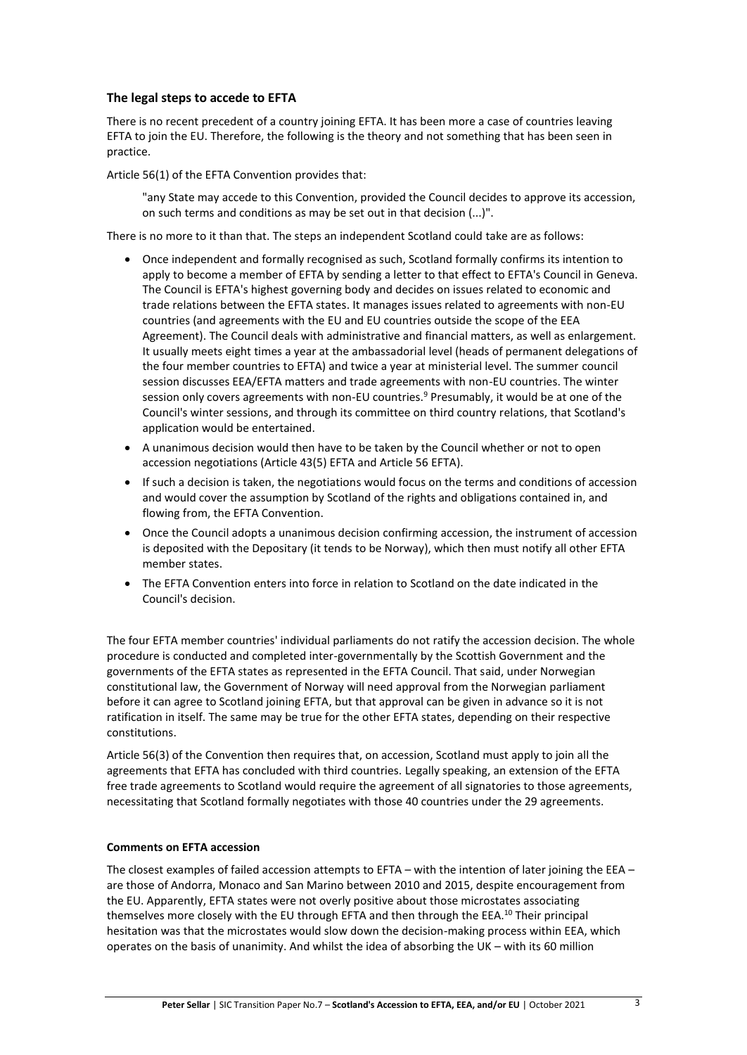## The legal steps to accede to EFTA

There is no recent precedent of a country joining EFTA. It has been more a case of countries leaving EFTA to join the EU. Therefore, the following is the theory and not something that has been seen in practice.

Article 56(1) of the EFTA Convention provides that:

> "any State may accede to this Convention, provided the Council decides to approve its accession, on such terms and conditions as may be set out in that decision (...)".

There is no more to it than that. The steps an independent Scotland could take are as follows:

- Once independent and formally recognised as such, Scotland formally confirms its intention to apply to become a member of EFTA by sending a letter to that effect to EFTA's Council in Geneva. The Council is EFTA's highest governing body and decides on issues related to economic and trade relations between the EFTA states. It manages issues related to agreements with non-EU countries (and agreements with the EU and EU countries outside the scope of the EEA Agreement). The Council deals with administrative and financial matters, as well as enlargement. It usually meets eight times a year at the ambassadorial level (heads of permanent delegations of the four member countries to EFTA) and twice a year at ministerial level. The summer council session discusses EEA/EFTA matters and trade agreements with non-EU countries. The winter session only covers agreements with non-EU countries.[9] Presumably, it would be at one of the Council's winter sessions, and through its committee on third country relations, that Scotland's application would be entertained.
- A unanimous decision would then have to be taken by the Council whether or not to open accession negotiations (Article 43(5) EFTA and Article 56 EFTA).
- If such a decision is taken, the negotiations would focus on the terms and conditions of accession and would cover the assumption by Scotland of the rights and obligations contained in, and flowing from, the EFTA Convention.
- Once the Council adopts a unanimous decision confirming accession, the instrument of accession is deposited with the Depositary (it tends to be Norway), which then must notify all other EFTA member states.
- The EFTA Convention enters into force in relation to Scotland on the date indicated in the Council's decision.

The four EFTA member countries' individual parliaments do not ratify the accession decision. The whole procedure is conducted and completed inter-governmentally by the Scottish Government and the governments of the EFTA states as represented in the EFTA Council. That said, under Norwegian constitutional law, the Government of Norway will need approval from the Norwegian parliament before it can agree to Scotland joining EFTA, but that approval can be given in advance so it is not ratification in itself. The same may be true for the other EFTA states, depending on their respective constitutions.

Article 56(3) of the Convention then requires that, on accession, Scotland must apply to join all the agreements that EFTA has concluded with third countries. Legally speaking, an extension of the EFTA free trade agreements to Scotland would require the agreement of all signatories to those agreements, necessitating that Scotland formally negotiates with those 40 countries under the 29 agreements.

### Comments on EFTA accession

The closest examples of failed accession attempts to EFTA – with the intention of later joining the EEA – are those of Andorra, Monaco and San Marino between 2010 and 2015, despite encouragement from the EU. Apparently, EFTA states were not overly positive about those microstates associating themselves more closely with the EU through EFTA and then through the EEA.[10] Their principal hesitation was that the microstates would slow down the decision-making process within EEA, which operates on the basis of unanimity. And whilst the idea of absorbing the UK – with its 60 million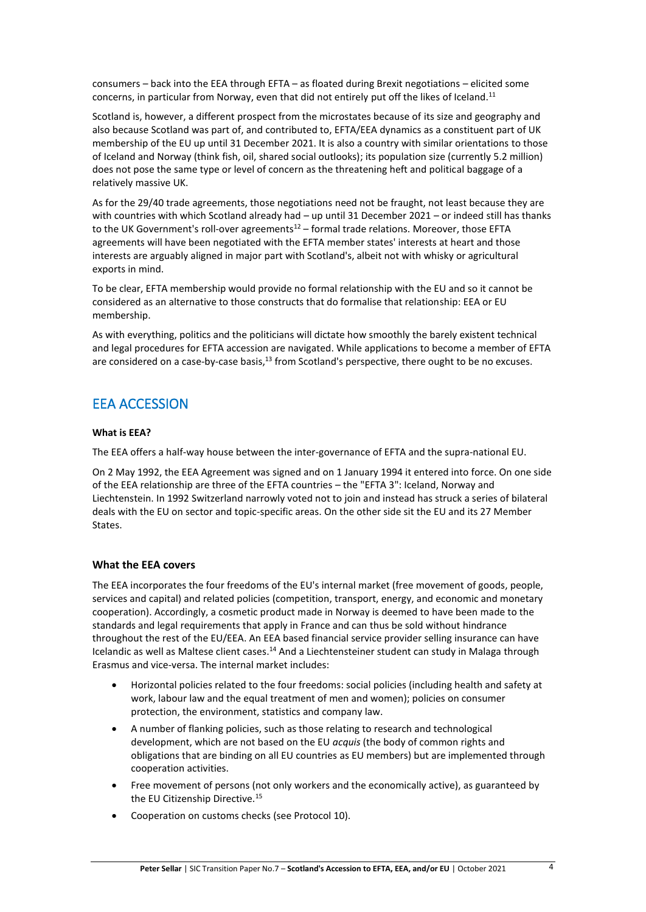consumers – back into the EEA through EFTA – as floated during Brexit negotiations – elicited some concerns, in particular from Norway, even that did not entirely put off the likes of Iceland.[11]

Scotland is, however, a different prospect from the microstates because of its size and geography and also because Scotland was part of, and contributed to, EFTA/EEA dynamics as a constituent part of UK membership of the EU up until 31 December 2021. It is also a country with similar orientations to those of Iceland and Norway (think fish, oil, shared social outlooks); its population size (currently 5.2 million) does not pose the same type or level of concern as the threatening heft and political baggage of a relatively massive UK.

As for the 29/40 trade agreements, those negotiations need not be fraught, not least because they are with countries with which Scotland already had – up until 31 December 2021 – or indeed still has thanks to the UK Government's roll-over agreements[12] – formal trade relations. Moreover, those EFTA agreements will have been negotiated with the EFTA member states' interests at heart and those interests are arguably aligned in major part with Scotland's, albeit not with whisky or agricultural exports in mind.

To be clear, EFTA membership would provide no formal relationship with the EU and so it cannot be considered as an alternative to those constructs that do formalise that relationship: EEA or EU membership.

As with everything, politics and the politicians will dictate how smoothly the barely existent technical and legal procedures for EFTA accession are navigated. While applications to become a member of EFTA are considered on a case-by-case basis,[13] from Scotland's perspective, there ought to be no excuses.

## EEA ACCESSION

**What is EEA?**

The EEA offers a half-way house between the inter-governance of EFTA and the supra-national EU.

On 2 May 1992, the EEA Agreement was signed and on 1 January 1994 it entered into force. On one side of the EEA relationship are three of the EFTA countries – the "EFTA 3": Iceland, Norway and Liechtenstein. In 1992 Switzerland narrowly voted not to join and instead has struck a series of bilateral deals with the EU on sector and topic-specific areas. On the other side sit the EU and its 27 Member States.

### What the EEA covers

The EEA incorporates the four freedoms of the EU's internal market (free movement of goods, people, services and capital) and related policies (competition, transport, energy, and economic and monetary cooperation). Accordingly, a cosmetic product made in Norway is deemed to have been made to the standards and legal requirements that apply in France and can thus be sold without hindrance throughout the rest of the EU/EEA. An EEA based financial service provider selling insurance can have Icelandic as well as Maltese client cases.[14] And a Liechtensteiner student can study in Malaga through Erasmus and vice-versa. The internal market includes:

- Horizontal policies related to the four freedoms: social policies (including health and safety at work, labour law and the equal treatment of men and women); policies on consumer protection, the environment, statistics and company law.
- A number of flanking policies, such as those relating to research and technological development, which are not based on the EU *acquis* (the body of common rights and obligations that are binding on all EU countries as EU members) but are implemented through cooperation activities.
- Free movement of persons (not only workers and the economically active), as guaranteed by the EU Citizenship Directive.[15]
- Cooperation on customs checks (see Protocol 10).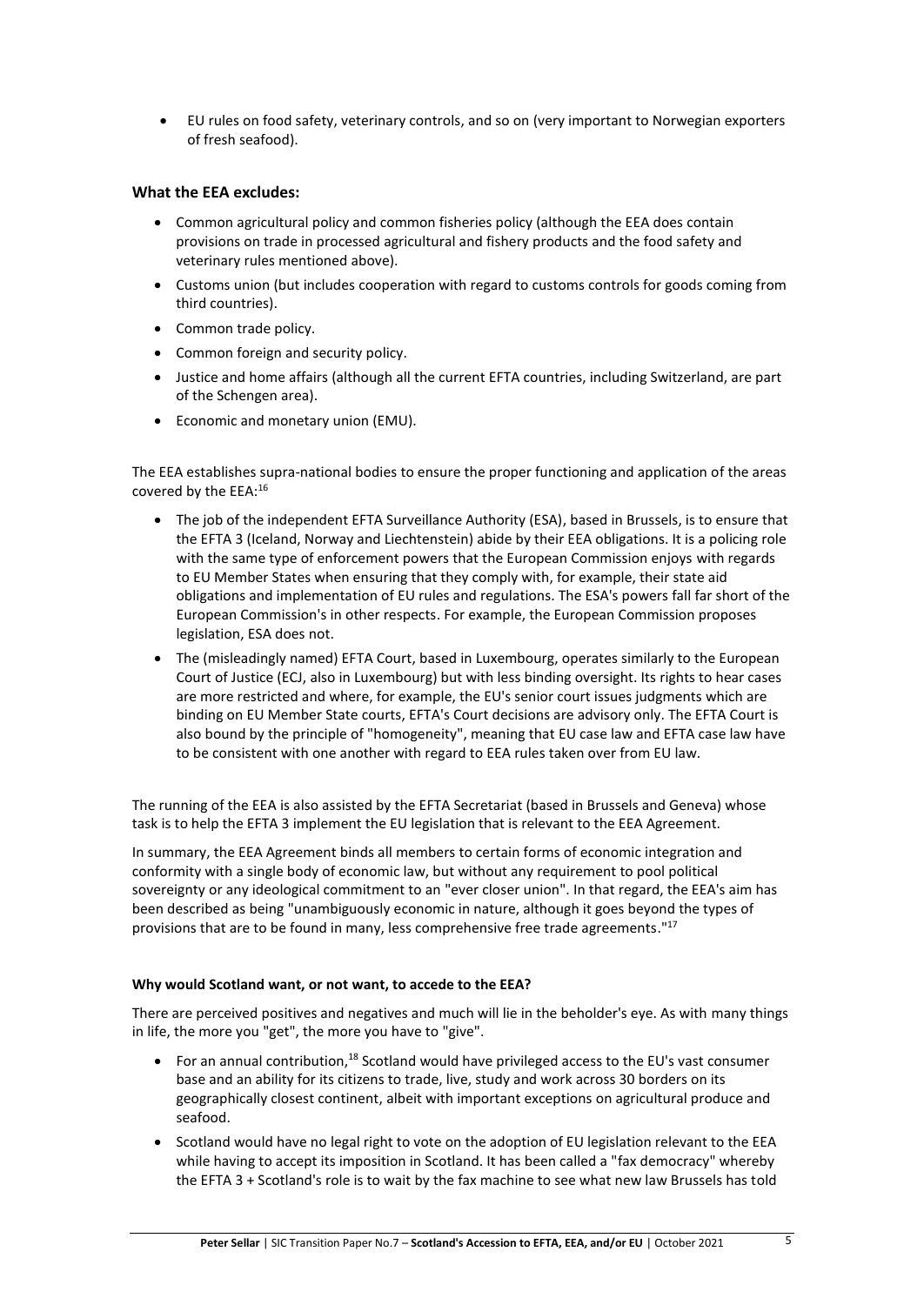- EU rules on food safety, veterinary controls, and so on (very important to Norwegian exporters of fresh seafood).

### What the EEA excludes:

- Common agricultural policy and common fisheries policy (although the EEA does contain provisions on trade in processed agricultural and fishery products and the food safety and veterinary rules mentioned above).
- Customs union (but includes cooperation with regard to customs controls for goods coming from third countries).
- Common trade policy.
- Common foreign and security policy.
- Justice and home affairs (although all the current EFTA countries, including Switzerland, are part of the Schengen area).
- Economic and monetary union (EMU).

The EEA establishes supra-national bodies to ensure the proper functioning and application of the areas covered by the EEA:[16]

- The job of the independent EFTA Surveillance Authority (ESA), based in Brussels, is to ensure that the EFTA 3 (Iceland, Norway and Liechtenstein) abide by their EEA obligations. It is a policing role with the same type of enforcement powers that the European Commission enjoys with regards to EU Member States when ensuring that they comply with, for example, their state aid obligations and implementation of EU rules and regulations. The ESA's powers fall far short of the European Commission's in other respects. For example, the European Commission proposes legislation, ESA does not.
- The (misleadingly named) EFTA Court, based in Luxembourg, operates similarly to the European Court of Justice (ECJ, also in Luxembourg) but with less binding oversight. Its rights to hear cases are more restricted and where, for example, the EU's senior court issues judgments which are binding on EU Member State courts, EFTA's Court decisions are advisory only. The EFTA Court is also bound by the principle of "homogeneity", meaning that EU case law and EFTA case law have to be consistent with one another with regard to EEA rules taken over from EU law.

The running of the EEA is also assisted by the EFTA Secretariat (based in Brussels and Geneva) whose task is to help the EFTA 3 implement the EU legislation that is relevant to the EEA Agreement.

In summary, the EEA Agreement binds all members to certain forms of economic integration and conformity with a single body of economic law, but without any requirement to pool political sovereignty or any ideological commitment to an "ever closer union". In that regard, the EEA's aim has been described as being "unambiguously economic in nature, although it goes beyond the types of provisions that are to be found in many, less comprehensive free trade agreements."[17]

**Why would Scotland want, or not want, to accede to the EEA?**

There are perceived positives and negatives and much will lie in the beholder's eye. As with many things in life, the more you "get", the more you have to "give".

- For an annual contribution,[18] Scotland would have privileged access to the EU's vast consumer base and an ability for its citizens to trade, live, study and work across 30 borders on its geographically closest continent, albeit with important exceptions on agricultural produce and seafood.
- Scotland would have no legal right to vote on the adoption of EU legislation relevant to the EEA while having to accept its imposition in Scotland. It has been called a "fax democracy" whereby the EFTA 3 + Scotland's role is to wait by the fax machine to see what new law Brussels has told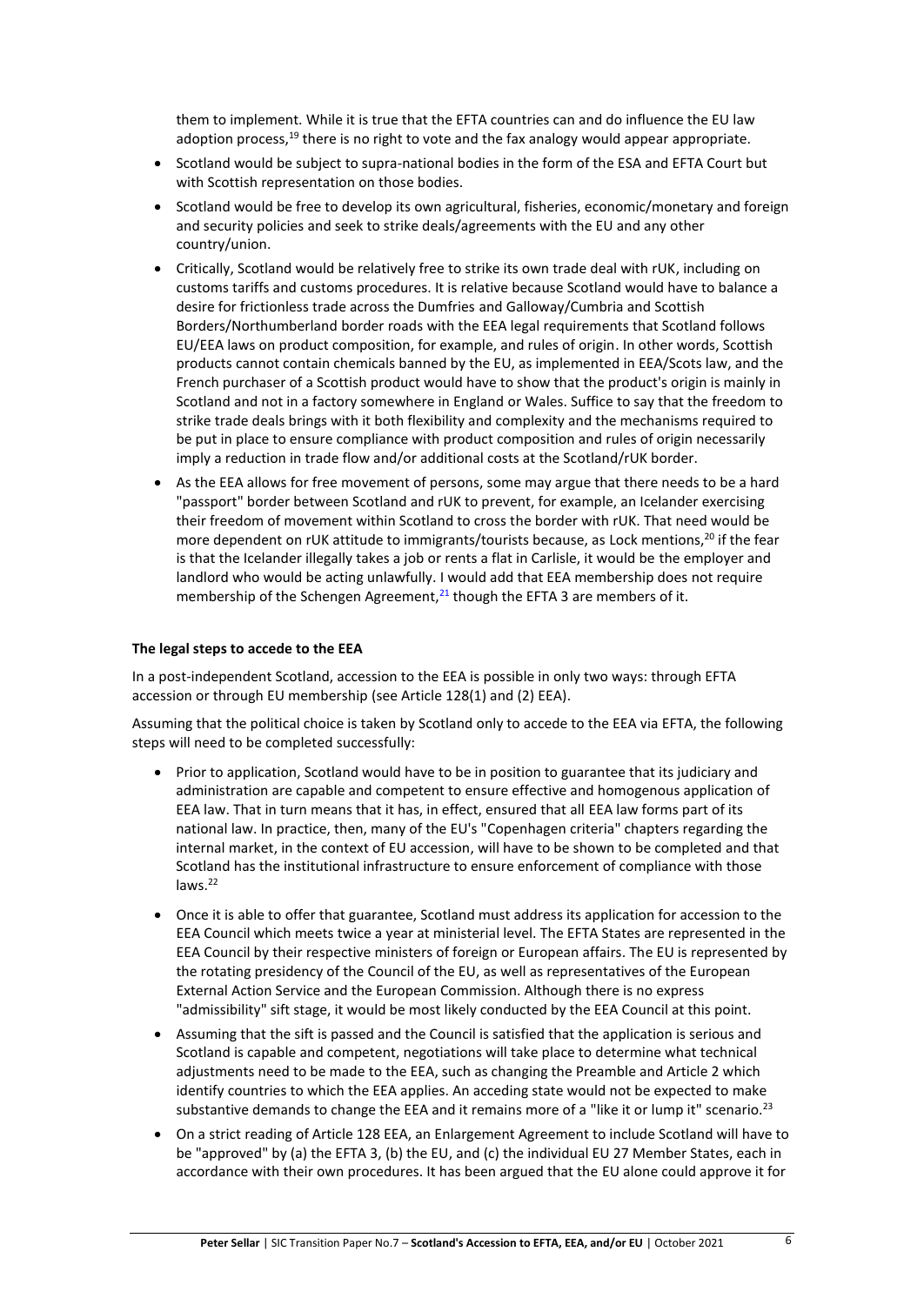them to implement. While it is true that the EFTA countries can and do influence the EU law adoption process,[19] there is no right to vote and the fax analogy would appear appropriate.

- Scotland would be subject to supra-national bodies in the form of the ESA and EFTA Court but with Scottish representation on those bodies.
- Scotland would be free to develop its own agricultural, fisheries, economic/monetary and foreign and security policies and seek to strike deals/agreements with the EU and any other country/union.
- Critically, Scotland would be relatively free to strike its own trade deal with rUK, including on customs tariffs and customs procedures. It is relative because Scotland would have to balance a desire for frictionless trade across the Dumfries and Galloway/Cumbria and Scottish Borders/Northumberland border roads with the EEA legal requirements that Scotland follows EU/EEA laws on product composition, for example, and rules of origin. In other words, Scottish products cannot contain chemicals banned by the EU, as implemented in EEA/Scots law, and the French purchaser of a Scottish product would have to show that the product's origin is mainly in Scotland and not in a factory somewhere in England or Wales. Suffice to say that the freedom to strike trade deals brings with it both flexibility and complexity and the mechanisms required to be put in place to ensure compliance with product composition and rules of origin necessarily imply a reduction in trade flow and/or additional costs at the Scotland/rUK border.
- As the EEA allows for free movement of persons, some may argue that there needs to be a hard "passport" border between Scotland and rUK to prevent, for example, an Icelander exercising their freedom of movement within Scotland to cross the border with rUK. That need would be more dependent on rUK attitude to immigrants/tourists because, as Lock mentions,[20] if the fear is that the Icelander illegally takes a job or rents a flat in Carlisle, it would be the employer and landlord who would be acting unlawfully. I would add that EEA membership does not require membership of the Schengen Agreement,[21] though the EFTA 3 are members of it.

**The legal steps to accede to the EEA**

In a post-independent Scotland, accession to the EEA is possible in only two ways: through EFTA accession or through EU membership (see Article 128(1) and (2) EEA).

Assuming that the political choice is taken by Scotland only to accede to the EEA via EFTA, the following steps will need to be completed successfully:

- Prior to application, Scotland would have to be in position to guarantee that its judiciary and administration are capable and competent to ensure effective and homogenous application of EEA law. That in turn means that it has, in effect, ensured that all EEA law forms part of its national law. In practice, then, many of the EU's "Copenhagen criteria" chapters regarding the internal market, in the context of EU accession, will have to be shown to be completed and that Scotland has the institutional infrastructure to ensure enforcement of compliance with those laws.[22]
- Once it is able to offer that guarantee, Scotland must address its application for accession to the EEA Council which meets twice a year at ministerial level. The EFTA States are represented in the EEA Council by their respective ministers of foreign or European affairs. The EU is represented by the rotating presidency of the Council of the EU, as well as representatives of the European External Action Service and the European Commission. Although there is no express "admissibility" sift stage, it would be most likely conducted by the EEA Council at this point.
- Assuming that the sift is passed and the Council is satisfied that the application is serious and Scotland is capable and competent, negotiations will take place to determine what technical adjustments need to be made to the EEA, such as changing the Preamble and Article 2 which identify countries to which the EEA applies. An acceding state would not be expected to make substantive demands to change the EEA and it remains more of a "like it or lump it" scenario.[23]
- On a strict reading of Article 128 EEA, an Enlargement Agreement to include Scotland will have to be "approved" by (a) the EFTA 3, (b) the EU, and (c) the individual EU 27 Member States, each in accordance with their own procedures. It has been argued that the EU alone could approve it for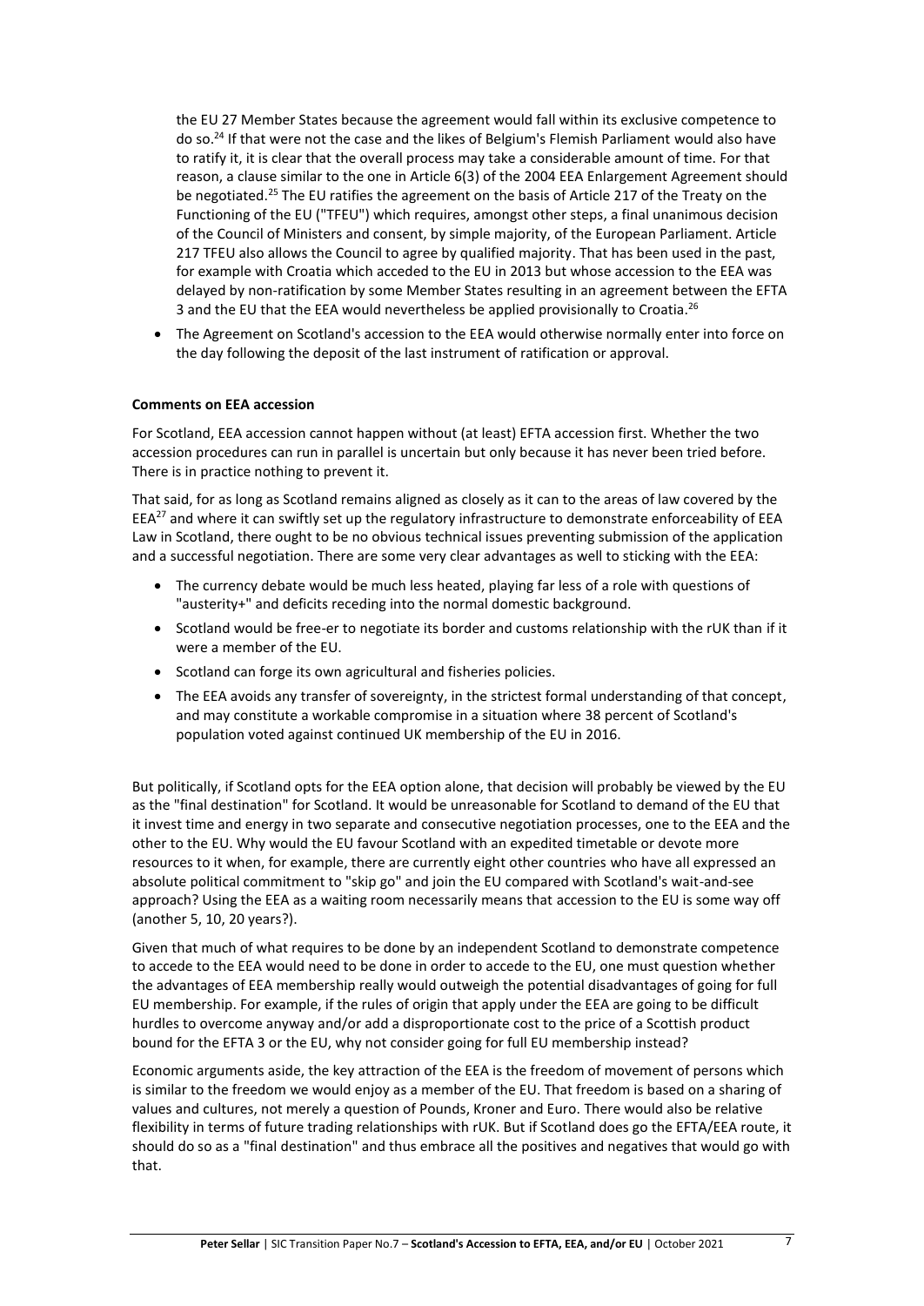the EU 27 Member States because the agreement would fall within its exclusive competence to do so.[24] If that were not the case and the likes of Belgium's Flemish Parliament would also have to ratify it, it is clear that the overall process may take a considerable amount of time. For that reason, a clause similar to the one in Article 6(3) of the 2004 EEA Enlargement Agreement should be negotiated.[25] The EU ratifies the agreement on the basis of Article 217 of the Treaty on the Functioning of the EU ("TFEU") which requires, amongst other steps, a final unanimous decision of the Council of Ministers and consent, by simple majority, of the European Parliament. Article 217 TFEU also allows the Council to agree by qualified majority. That has been used in the past, for example with Croatia which acceded to the EU in 2013 but whose accession to the EEA was delayed by non-ratification by some Member States resulting in an agreement between the EFTA 3 and the EU that the EEA would nevertheless be applied provisionally to Croatia.[26]

- The Agreement on Scotland's accession to the EEA would otherwise normally enter into force on the day following the deposit of the last instrument of ratification or approval.

**Comments on EEA accession**

For Scotland, EEA accession cannot happen without (at least) EFTA accession first. Whether the two accession procedures can run in parallel is uncertain but only because it has never been tried before. There is in practice nothing to prevent it.

That said, for as long as Scotland remains aligned as closely as it can to the areas of law covered by the EEA[27] and where it can swiftly set up the regulatory infrastructure to demonstrate enforceability of EEA Law in Scotland, there ought to be no obvious technical issues preventing submission of the application and a successful negotiation. There are some very clear advantages as well to sticking with the EEA:

- The currency debate would be much less heated, playing far less of a role with questions of "austerity+" and deficits receding into the normal domestic background.
- Scotland would be free-er to negotiate its border and customs relationship with the rUK than if it were a member of the EU.
- Scotland can forge its own agricultural and fisheries policies.
- The EEA avoids any transfer of sovereignty, in the strictest formal understanding of that concept, and may constitute a workable compromise in a situation where 38 percent of Scotland's population voted against continued UK membership of the EU in 2016.

But politically, if Scotland opts for the EEA option alone, that decision will probably be viewed by the EU as the "final destination" for Scotland. It would be unreasonable for Scotland to demand of the EU that it invest time and energy in two separate and consecutive negotiation processes, one to the EEA and the other to the EU. Why would the EU favour Scotland with an expedited timetable or devote more resources to it when, for example, there are currently eight other countries who have all expressed an absolute political commitment to "skip go" and join the EU compared with Scotland's wait-and-see approach? Using the EEA as a waiting room necessarily means that accession to the EU is some way off (another 5, 10, 20 years?).

Given that much of what requires to be done by an independent Scotland to demonstrate competence to accede to the EEA would need to be done in order to accede to the EU, one must question whether the advantages of EEA membership really would outweigh the potential disadvantages of going for full EU membership. For example, if the rules of origin that apply under the EEA are going to be difficult hurdles to overcome anyway and/or add a disproportionate cost to the price of a Scottish product bound for the EFTA 3 or the EU, why not consider going for full EU membership instead?

Economic arguments aside, the key attraction of the EEA is the freedom of movement of persons which is similar to the freedom we would enjoy as a member of the EU. That freedom is based on a sharing of values and cultures, not merely a question of Pounds, Kroner and Euro. There would also be relative flexibility in terms of future trading relationships with rUK. But if Scotland does go the EFTA/EEA route, it should do so as a "final destination" and thus embrace all the positives and negatives that would go with that.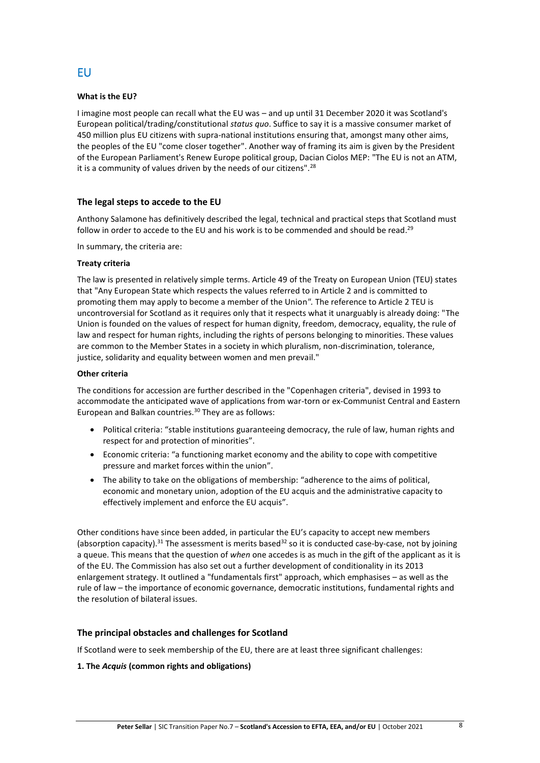## EU

**What is the EU?**

I imagine most people can recall what the EU was – and up until 31 December 2020 it was Scotland's European political/trading/constitutional *status quo*. Suffice to say it is a massive consumer market of 450 million plus EU citizens with supra-national institutions ensuring that, amongst many other aims, the peoples of the EU "come closer together". Another way of framing its aim is given by the President of the European Parliament's Renew Europe political group, Dacian Ciolos MEP: "The EU is not an ATM, it is a community of values driven by the needs of our citizens".[28]

### The legal steps to accede to the EU

Anthony Salamone has definitively described the legal, technical and practical steps that Scotland must follow in order to accede to the EU and his work is to be commended and should be read.[29]

In summary, the criteria are:

**Treaty criteria**

The law is presented in relatively simple terms. Article 49 of the Treaty on European Union (TEU) states that "Any European State which respects the values referred to in Article 2 and is committed to promoting them may apply to become a member of the Union". The reference to Article 2 TEU is uncontroversial for Scotland as it requires only that it respects what it unarguably is already doing: "The Union is founded on the values of respect for human dignity, freedom, democracy, equality, the rule of law and respect for human rights, including the rights of persons belonging to minorities. These values are common to the Member States in a society in which pluralism, non-discrimination, tolerance, justice, solidarity and equality between women and men prevail."

**Other criteria**

The conditions for accession are further described in the "Copenhagen criteria", devised in 1993 to accommodate the anticipated wave of applications from war-torn or ex-Communist Central and Eastern European and Balkan countries.[30] They are as follows:

- Political criteria: "stable institutions guaranteeing democracy, the rule of law, human rights and respect for and protection of minorities".
- Economic criteria: "a functioning market economy and the ability to cope with competitive pressure and market forces within the union".
- The ability to take on the obligations of membership: "adherence to the aims of political, economic and monetary union, adoption of the EU acquis and the administrative capacity to effectively implement and enforce the EU acquis".

Other conditions have since been added, in particular the EU's capacity to accept new members (absorption capacity).[31] The assessment is merits based[32] so it is conducted case-by-case, not by joining a queue. This means that the question of *when* one accedes is as much in the gift of the applicant as it is of the EU. The Commission has also set out a further development of conditionality in its 2013 enlargement strategy. It outlined a "fundamentals first" approach, which emphasises – as well as the rule of law – the importance of economic governance, democratic institutions, fundamental rights and the resolution of bilateral issues.

### The principal obstacles and challenges for Scotland

If Scotland were to seek membership of the EU, there are at least three significant challenges:

**1. The *Acquis* (common rights and obligations)**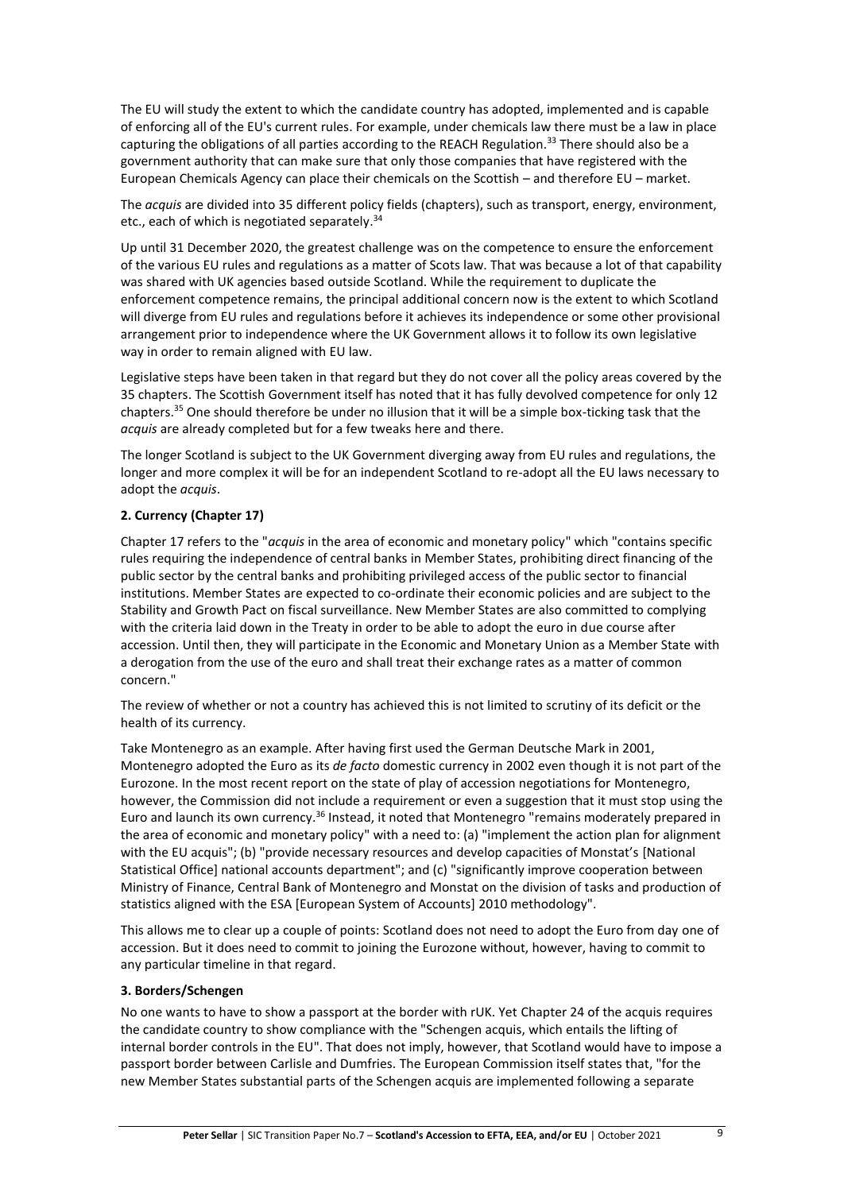The EU will study the extent to which the candidate country has adopted, implemented and is capable of enforcing all of the EU's current rules. For example, under chemicals law there must be a law in place capturing the obligations of all parties according to the REACH Regulation.[33] There should also be a government authority that can make sure that only those companies that have registered with the European Chemicals Agency can place their chemicals on the Scottish – and therefore EU – market.

The *acquis* are divided into 35 different policy fields (chapters), such as transport, energy, environment, etc., each of which is negotiated separately.[34]

Up until 31 December 2020, the greatest challenge was on the competence to ensure the enforcement of the various EU rules and regulations as a matter of Scots law. That was because a lot of that capability was shared with UK agencies based outside Scotland. While the requirement to duplicate the enforcement competence remains, the principal additional concern now is the extent to which Scotland will diverge from EU rules and regulations before it achieves its independence or some other provisional arrangement prior to independence where the UK Government allows it to follow its own legislative way in order to remain aligned with EU law.

Legislative steps have been taken in that regard but they do not cover all the policy areas covered by the 35 chapters. The Scottish Government itself has noted that it has fully devolved competence for only 12 chapters.[35] One should therefore be under no illusion that it will be a simple box-ticking task that the *acquis* are already completed but for a few tweaks here and there.

The longer Scotland is subject to the UK Government diverging away from EU rules and regulations, the longer and more complex it will be for an independent Scotland to re-adopt all the EU laws necessary to adopt the *acquis*.

**2. Currency (Chapter 17)**

Chapter 17 refers to the "*acquis* in the area of economic and monetary policy" which "contains specific rules requiring the independence of central banks in Member States, prohibiting direct financing of the public sector by the central banks and prohibiting privileged access of the public sector to financial institutions. Member States are expected to co-ordinate their economic policies and are subject to the Stability and Growth Pact on fiscal surveillance. New Member States are also committed to complying with the criteria laid down in the Treaty in order to be able to adopt the euro in due course after accession. Until then, they will participate in the Economic and Monetary Union as a Member State with a derogation from the use of the euro and shall treat their exchange rates as a matter of common concern."

The review of whether or not a country has achieved this is not limited to scrutiny of its deficit or the health of its currency.

Take Montenegro as an example. After having first used the German Deutsche Mark in 2001, Montenegro adopted the Euro as its *de facto* domestic currency in 2002 even though it is not part of the Eurozone. In the most recent report on the state of play of accession negotiations for Montenegro, however, the Commission did not include a requirement or even a suggestion that it must stop using the Euro and launch its own currency.[36] Instead, it noted that Montenegro "remains moderately prepared in the area of economic and monetary policy" with a need to: (a) "implement the action plan for alignment with the EU acquis"; (b) "provide necessary resources and develop capacities of Monstat's [National Statistical Office] national accounts department"; and (c) "significantly improve cooperation between Ministry of Finance, Central Bank of Montenegro and Monstat on the division of tasks and production of statistics aligned with the ESA [European System of Accounts] 2010 methodology".

This allows me to clear up a couple of points: Scotland does not need to adopt the Euro from day one of accession. But it does need to commit to joining the Eurozone without, however, having to commit to any particular timeline in that regard.

**3. Borders/Schengen**

No one wants to have to show a passport at the border with rUK. Yet Chapter 24 of the acquis requires the candidate country to show compliance with the "Schengen acquis, which entails the lifting of internal border controls in the EU". That does not imply, however, that Scotland would have to impose a passport border between Carlisle and Dumfries. The European Commission itself states that, "for the new Member States substantial parts of the Schengen acquis are implemented following a separate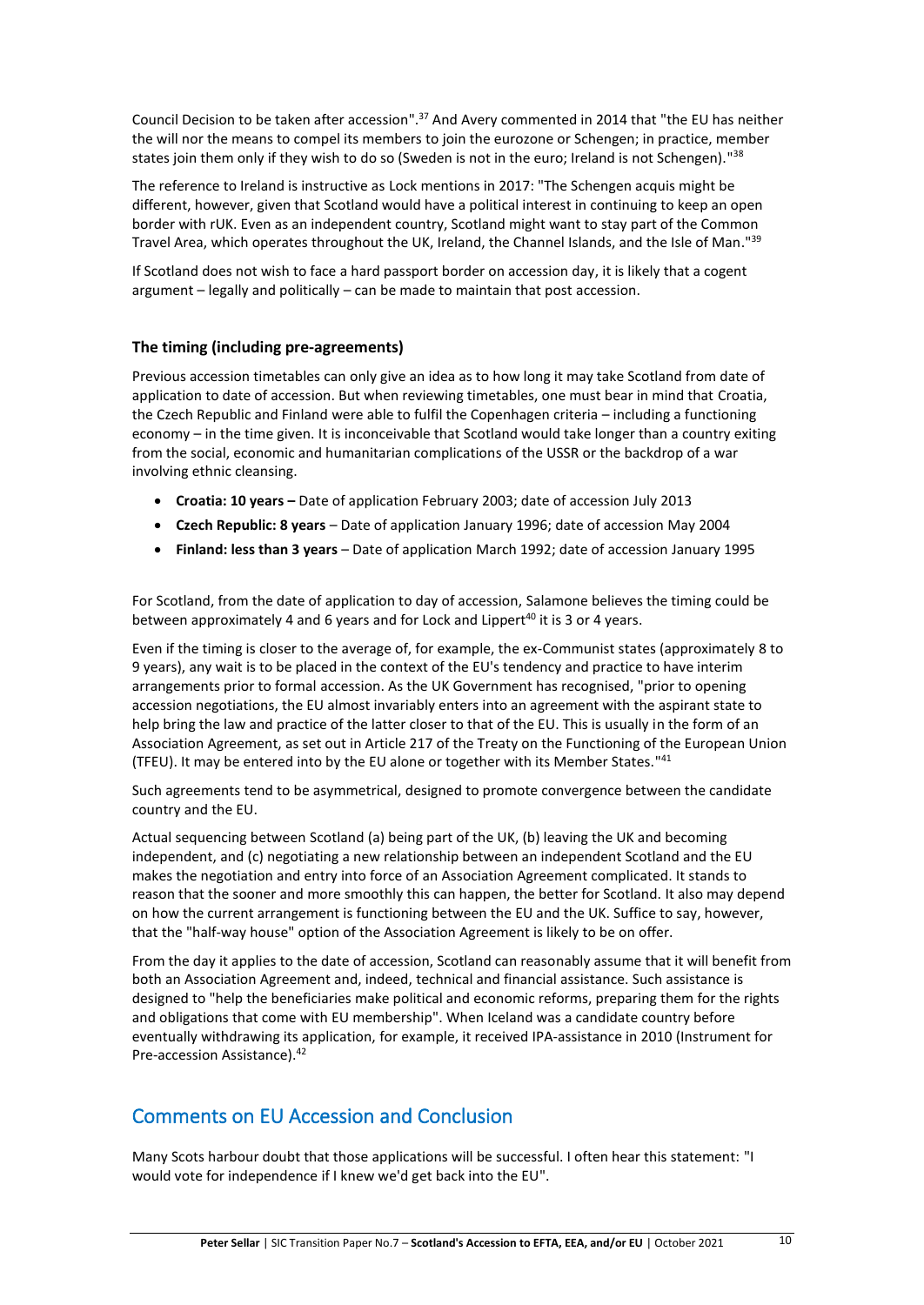Council Decision to be taken after accession".[37] And Avery commented in 2014 that "the EU has neither the will nor the means to compel its members to join the eurozone or Schengen; in practice, member states join them only if they wish to do so (Sweden is not in the euro; Ireland is not Schengen)."[38]

The reference to Ireland is instructive as Lock mentions in 2017: "The Schengen acquis might be different, however, given that Scotland would have a political interest in continuing to keep an open border with rUK. Even as an independent country, Scotland might want to stay part of the Common Travel Area, which operates throughout the UK, Ireland, the Channel Islands, and the Isle of Man."[39]

If Scotland does not wish to face a hard passport border on accession day, it is likely that a cogent argument – legally and politically – can be made to maintain that post accession.

### The timing (including pre-agreements)

Previous accession timetables can only give an idea as to how long it may take Scotland from date of application to date of accession. But when reviewing timetables, one must bear in mind that Croatia, the Czech Republic and Finland were able to fulfil the Copenhagen criteria – including a functioning economy – in the time given. It is inconceivable that Scotland would take longer than a country exiting from the social, economic and humanitarian complications of the USSR or the backdrop of a war involving ethnic cleansing.

- **Croatia: 10 years –** Date of application February 2003; date of accession July 2013
- **Czech Republic: 8 years** – Date of application January 1996; date of accession May 2004
- **Finland: less than 3 years** – Date of application March 1992; date of accession January 1995

For Scotland, from the date of application to day of accession, Salamone believes the timing could be between approximately 4 and 6 years and for Lock and Lippert[40] it is 3 or 4 years.

Even if the timing is closer to the average of, for example, the ex-Communist states (approximately 8 to 9 years), any wait is to be placed in the context of the EU's tendency and practice to have interim arrangements prior to formal accession. As the UK Government has recognised, "prior to opening accession negotiations, the EU almost invariably enters into an agreement with the aspirant state to help bring the law and practice of the latter closer to that of the EU. This is usually in the form of an Association Agreement, as set out in Article 217 of the Treaty on the Functioning of the European Union (TFEU). It may be entered into by the EU alone or together with its Member States."[41]

Such agreements tend to be asymmetrical, designed to promote convergence between the candidate country and the EU.

Actual sequencing between Scotland (a) being part of the UK, (b) leaving the UK and becoming independent, and (c) negotiating a new relationship between an independent Scotland and the EU makes the negotiation and entry into force of an Association Agreement complicated. It stands to reason that the sooner and more smoothly this can happen, the better for Scotland. It also may depend on how the current arrangement is functioning between the EU and the UK. Suffice to say, however, that the "half-way house" option of the Association Agreement is likely to be on offer.

From the day it applies to the date of accession, Scotland can reasonably assume that it will benefit from both an Association Agreement and, indeed, technical and financial assistance. Such assistance is designed to "help the beneficiaries make political and economic reforms, preparing them for the rights and obligations that come with EU membership". When Iceland was a candidate country before eventually withdrawing its application, for example, it received IPA-assistance in 2010 (Instrument for Pre-accession Assistance).[42]

## Comments on EU Accession and Conclusion

Many Scots harbour doubt that those applications will be successful. I often hear this statement: "I would vote for independence if I knew we'd get back into the EU".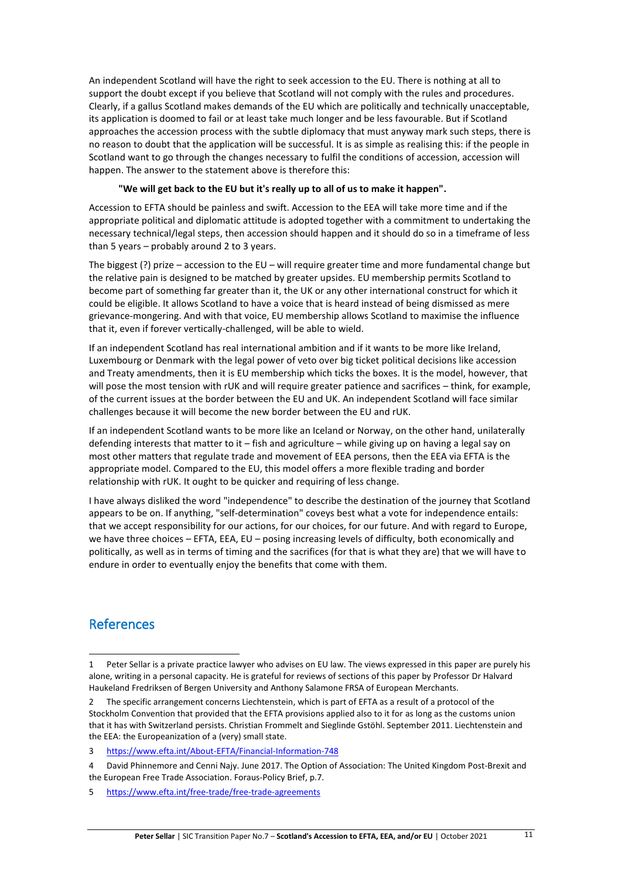An independent Scotland will have the right to seek accession to the EU. There is nothing at all to support the doubt except if you believe that Scotland will not comply with the rules and procedures. Clearly, if a gallus Scotland makes demands of the EU which are politically and technically unacceptable, its application is doomed to fail or at least take much longer and be less favourable. But if Scotland approaches the accession process with the subtle diplomacy that must anyway mark such steps, there is no reason to doubt that the application will be successful. It is as simple as realising this: if the people in Scotland want to go through the changes necessary to fulfil the conditions of accession, accession will happen. The answer to the statement above is therefore this:

> **"We will get back to the EU but it's really up to all of us to make it happen".**

Accession to EFTA should be painless and swift. Accession to the EEA will take more time and if the appropriate political and diplomatic attitude is adopted together with a commitment to undertaking the necessary technical/legal steps, then accession should happen and it should do so in a timeframe of less than 5 years – probably around 2 to 3 years.

The biggest (?) prize – accession to the EU – will require greater time and more fundamental change but the relative pain is designed to be matched by greater upsides. EU membership permits Scotland to become part of something far greater than it, the UK or any other international construct for which it could be eligible. It allows Scotland to have a voice that is heard instead of being dismissed as mere grievance-mongering. And with that voice, EU membership allows Scotland to maximise the influence that it, even if forever vertically-challenged, will be able to wield.

If an independent Scotland has real international ambition and if it wants to be more like Ireland, Luxembourg or Denmark with the legal power of veto over big ticket political decisions like accession and Treaty amendments, then it is EU membership which ticks the boxes. It is the model, however, that will pose the most tension with rUK and will require greater patience and sacrifices – think, for example, of the current issues at the border between the EU and UK. An independent Scotland will face similar challenges because it will become the new border between the EU and rUK.

If an independent Scotland wants to be more like an Iceland or Norway, on the other hand, unilaterally defending interests that matter to it – fish and agriculture – while giving up on having a legal say on most other matters that regulate trade and movement of EEA persons, then the EEA via EFTA is the appropriate model. Compared to the EU, this model offers a more flexible trading and border relationship with rUK. It ought to be quicker and requiring of less change.

I have always disliked the word "independence" to describe the destination of the journey that Scotland appears to be on. If anything, "self-determination" coveys best what a vote for independence entails: that we accept responsibility for our actions, for our choices, for our future. And with regard to Europe, we have three choices – EFTA, EEA, EU – posing increasing levels of difficulty, both economically and politically, as well as in terms of timing and the sacrifices (for that is what they are) that we will have to endure in order to eventually enjoy the benefits that come with them.

## References

1 Peter Sellar is a private practice lawyer who advises on EU law. The views expressed in this paper are purely his alone, writing in a personal capacity. He is grateful for reviews of sections of this paper by Professor Dr Halvard Haukeland Fredriksen of Bergen University and Anthony Salamone FRSA of European Merchants.

2 The specific arrangement concerns Liechtenstein, which is part of EFTA as a result of a protocol of the Stockholm Convention that provided that the EFTA provisions applied also to it for as long as the customs union that it has with Switzerland persists. Christian Frommelt and Sieglinde Gstöhl. September 2011. Liechtenstein and the EEA: the Europeanization of a (very) small state.

3 https://www.efta.int/About-EFTA/Financial-Information-748

4 David Phinnemore and Cenni Najy. June 2017. The Option of Association: The United Kingdom Post-Brexit and the European Free Trade Association. Foraus-Policy Brief, p.7.

5 https://www.efta.int/free-trade/free-trade-agreements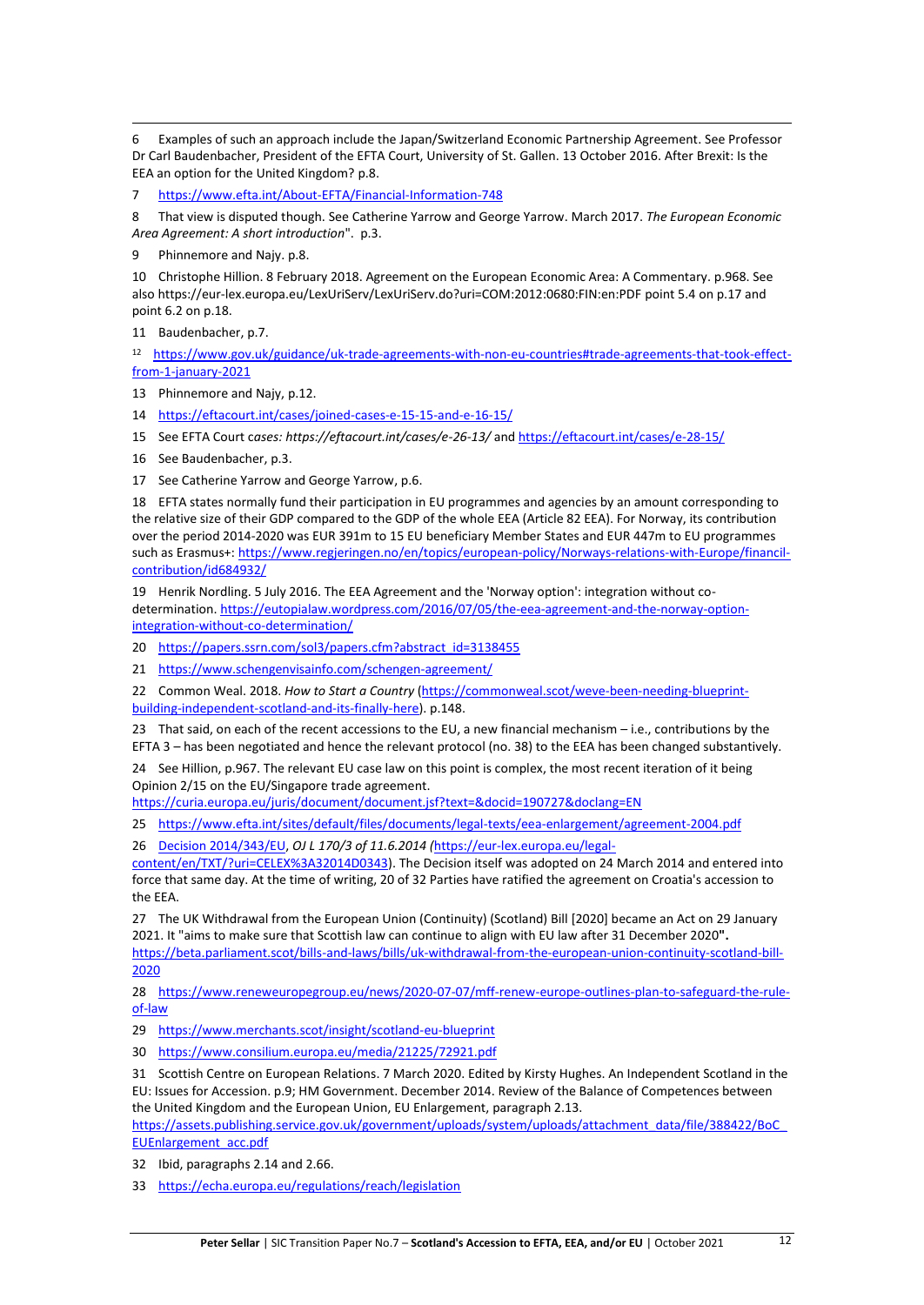6 Examples of such an approach include the Japan/Switzerland Economic Partnership Agreement. See Professor Dr Carl Baudenbacher, President of the EFTA Court, University of St. Gallen. 13 October 2016. After Brexit: Is the EEA an option for the United Kingdom? p.8.

7 https://www.efta.int/About-EFTA/Financial-Information-748

8 That view is disputed though. See Catherine Yarrow and George Yarrow. March 2017. *The European Economic Area Agreement: A short introduction*". p.3.

9 Phinnemore and Najy. p.8.

10 Christophe Hillion. 8 February 2018. Agreement on the European Economic Area: A Commentary. p.968. See also https://eur-lex.europa.eu/LexUriServ/LexUriServ.do?uri=COM:2012:0680:FIN:en:PDF point 5.4 on p.17 and point 6.2 on p.18.

11 Baudenbacher, p.7.

12 https://www.gov.uk/guidance/uk-trade-agreements-with-non-eu-countries#trade-agreements-that-took-effect-from-1-january-2021

13 Phinnemore and Najy, p.12.

14 https://eftacourt.int/cases/joined-cases-e-15-15-and-e-16-15/

15 See EFTA Court c*ases: https://eftacourt.int/cases/e-26-13/* and https://eftacourt.int/cases/e-28-15/

16 See Baudenbacher, p.3.

17 See Catherine Yarrow and George Yarrow, p.6.

18 EFTA states normally fund their participation in EU programmes and agencies by an amount corresponding to the relative size of their GDP compared to the GDP of the whole EEA (Article 82 EEA). For Norway, its contribution over the period 2014-2020 was EUR 391m to 15 EU beneficiary Member States and EUR 447m to EU programmes such as Erasmus+: https://www.regjeringen.no/en/topics/european-policy/Norways-relations-with-Europe/financil-contribution/id684932/

19 Henrik Nordling. 5 July 2016. The EEA Agreement and the 'Norway option': integration without co-determination. https://eutopialaw.wordpress.com/2016/07/05/the-eea-agreement-and-the-norway-option-integration-without-co-determination/

20 https://papers.ssrn.com/sol3/papers.cfm?abstract_id=3138455

21 https://www.schengenvisainfo.com/schengen-agreement/

22 Common Weal. 2018. *How to Start a Country* (https://commonweal.scot/weve-been-needing-blueprint-building-independent-scotland-and-its-finally-here). p.148.

23 That said, on each of the recent accessions to the EU, a new financial mechanism – i.e., contributions by the EFTA 3 – has been negotiated and hence the relevant protocol (no. 38) to the EEA has been changed substantively.

24 See Hillion, p.967. The relevant EU case law on this point is complex, the most recent iteration of it being Opinion 2/15 on the EU/Singapore trade agreement. https://curia.europa.eu/juris/document/document.jsf?text=&docid=190727&doclang=EN

25 https://www.efta.int/sites/default/files/documents/legal-texts/eea-enlargement/agreement-2004.pdf

26 Decision 2014/343/EU, *OJ L 170/3 of 11.6.2014 (*https://eur-lex.europa.eu/legal-content/en/TXT/?uri=CELEX%3A32014D0343). The Decision itself was adopted on 24 March 2014 and entered into force that same day. At the time of writing, 20 of 32 Parties have ratified the agreement on Croatia's accession to the EEA.

27 The UK Withdrawal from the European Union (Continuity) (Scotland) Bill [2020] became an Act on 29 January 2021. It "aims to make sure that Scottish law can continue to align with EU law after 31 December 2020**".** https://beta.parliament.scot/bills-and-laws/bills/uk-withdrawal-from-the-european-union-continuity-scotland-bill-2020

28 https://www.reneweuropegroup.eu/news/2020-07-07/mff-renew-europe-outlines-plan-to-safeguard-the-rule-of-law

29 https://www.merchants.scot/insight/scotland-eu-blueprint

30 https://www.consilium.europa.eu/media/21225/72921.pdf

31 Scottish Centre on European Relations. 7 March 2020. Edited by Kirsty Hughes. An Independent Scotland in the EU: Issues for Accession. p.9; HM Government. December 2014. Review of the Balance of Competences between the United Kingdom and the European Union, EU Enlargement, paragraph 2.13. https://assets.publishing.service.gov.uk/government/uploads/system/uploads/attachment_data/file/388422/BoC_EUEnlargement_acc.pdf

32 Ibid, paragraphs 2.14 and 2.66.

33 https://echa.europa.eu/regulations/reach/legislation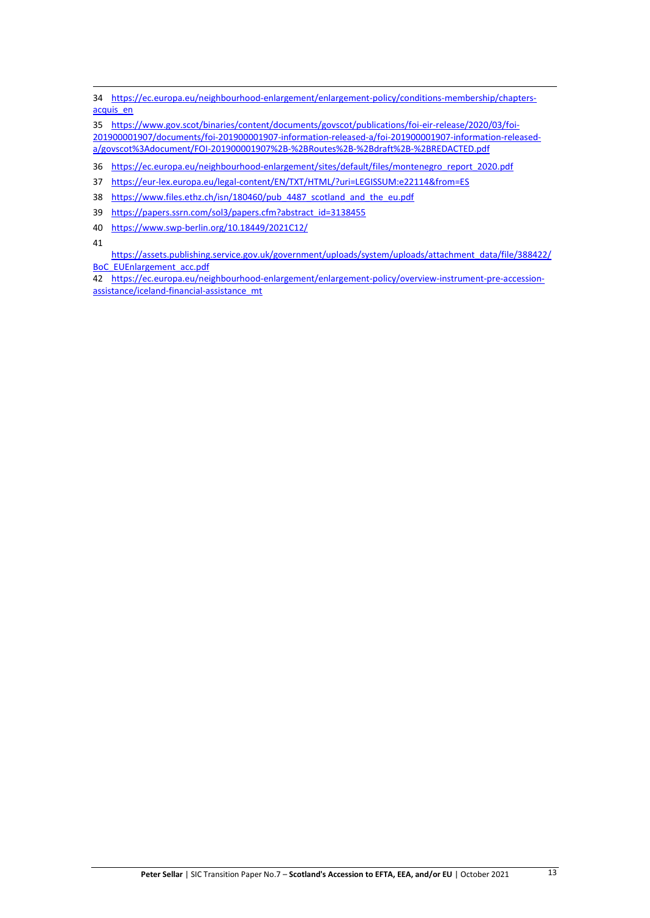34 https://ec.europa.eu/neighbourhood-enlargement/enlargement-policy/conditions-membership/chapters-acquis_en

35 https://www.gov.scot/binaries/content/documents/govscot/publications/foi-eir-release/2020/03/foi-201900001907/documents/foi-201900001907-information-released-a/foi-201900001907-information-released-a/govscot%3Adocument/FOI-201900001907%2B-%2BRoutes%2B-%2Bdraft%2B-%2BREDACTED.pdf

36 https://ec.europa.eu/neighbourhood-enlargement/sites/default/files/montenegro_report_2020.pdf

37 https://eur-lex.europa.eu/legal-content/EN/TXT/HTML/?uri=LEGISSUM:e22114&from=ES

38 https://www.files.ethz.ch/isn/180460/pub_4487_scotland_and_the_eu.pdf

39 https://papers.ssrn.com/sol3/papers.cfm?abstract_id=3138455

40 https://www.swp-berlin.org/10.18449/2021C12/

41 https://assets.publishing.service.gov.uk/government/uploads/system/uploads/attachment_data/file/388422/BoC_EUEnlargement_acc.pdf

42 https://ec.europa.eu/neighbourhood-enlargement/enlargement-policy/overview-instrument-pre-accession-assistance/iceland-financial-assistance_mt